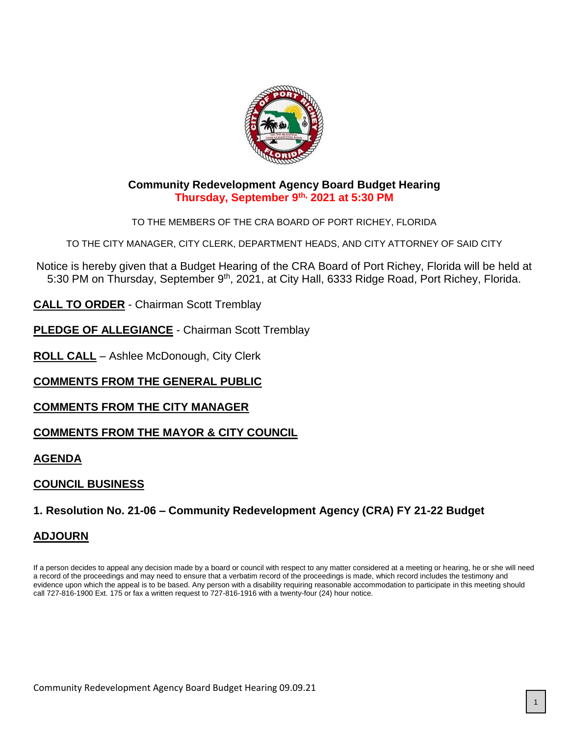# Community Redevelopment Agency Board Budget Hearing

**Thursday, September 9th, 2021 at 5:30 PM**

TO THE MEMBERS OF THE CRA BOARD OF PORT RICHEY, FLORIDA

TO THE CITY MANAGER, CITY CLERK, DEPARTMENT HEADS, AND CITY ATTORNEY OF SAID CITY

Notice is hereby given that a Budget Hearing of the CRA Board of Port Richey, Florida will be held at 5:30 PM on Thursday, September 9th, 2021, at City Hall, 6333 Ridge Road, Port Richey, Florida.

**CALL TO ORDER** - Chairman Scott Tremblay

**PLEDGE OF ALLEGIANCE** - Chairman Scott Tremblay

**ROLL CALL** – Ashlee McDonough, City Clerk

**COMMENTS FROM THE GENERAL PUBLIC**

**COMMENTS FROM THE CITY MANAGER**

**COMMENTS FROM THE MAYOR & CITY COUNCIL**

**AGENDA**

**COUNCIL BUSINESS**

**1. Resolution No. 21-06 – Community Redevelopment Agency (CRA) FY 21-22 Budget**

**ADJOURN**

If a person decides to appeal any decision made by a board or council with respect to any matter considered at a meeting or hearing, he or she will need a record of the proceedings and may need to ensure that a verbatim record of the proceedings is made, which record includes the testimony and evidence upon which the appeal is to be based. Any person with a disability requiring reasonable accommodation to participate in this meeting should call 727-816-1900 Ext. 175 or fax a written request to 727-816-1916 with a twenty-four (24) hour notice.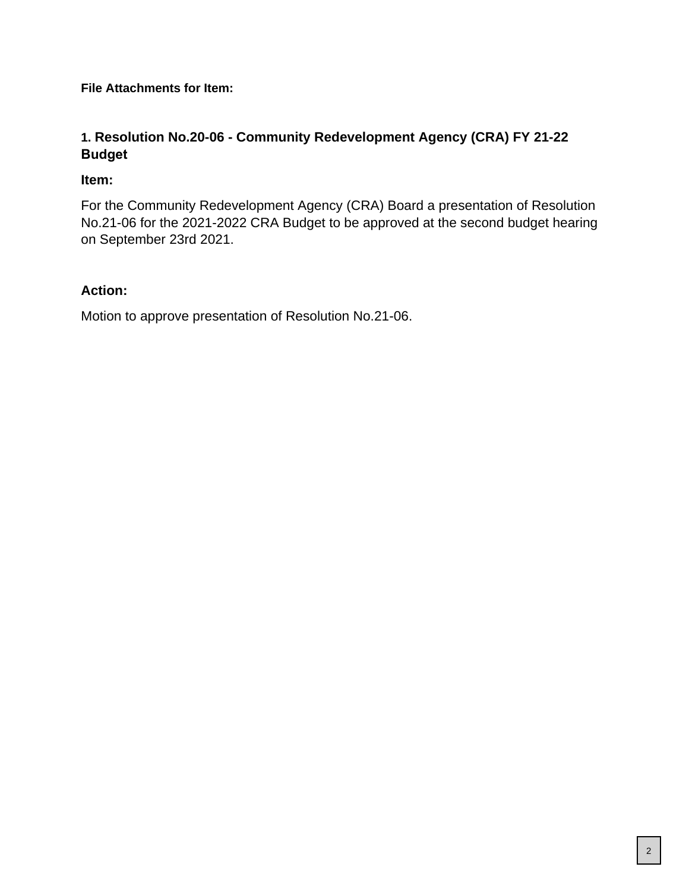**File Attachments for Item:**

## 1. Resolution No.20-06 - Community Redevelopment Agency (CRA) FY 21-22 Budget

### Item:

For the Community Redevelopment Agency (CRA) Board a presentation of Resolution No.21-06 for the 2021-2022 CRA Budget to be approved at the second budget hearing on September 23rd 2021.

### Action:

Motion to approve presentation of Resolution No.21-06.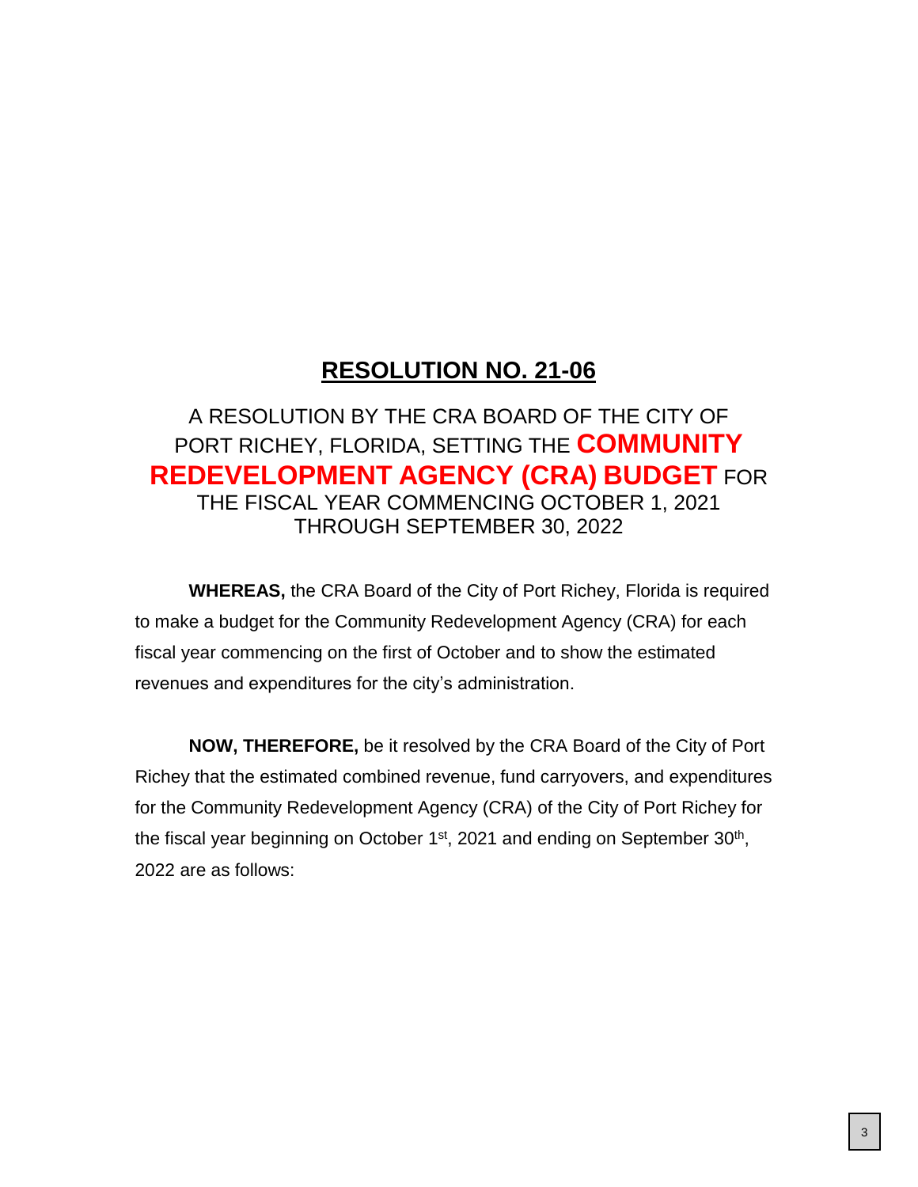# RESOLUTION NO. 21-06

A RESOLUTION BY THE CRA BOARD OF THE CITY OF PORT RICHEY, FLORIDA, SETTING THE **COMMUNITY REDEVELOPMENT AGENCY (CRA) BUDGET** FOR THE FISCAL YEAR COMMENCING OCTOBER 1, 2021 THROUGH SEPTEMBER 30, 2022

**WHEREAS,** the CRA Board of the City of Port Richey, Florida is required to make a budget for the Community Redevelopment Agency (CRA) for each fiscal year commencing on the first of October and to show the estimated revenues and expenditures for the city's administration.

**NOW, THEREFORE,** be it resolved by the CRA Board of the City of Port Richey that the estimated combined revenue, fund carryovers, and expenditures for the Community Redevelopment Agency (CRA) of the City of Port Richey for the fiscal year beginning on October 1st, 2021 and ending on September 30th, 2022 are as follows: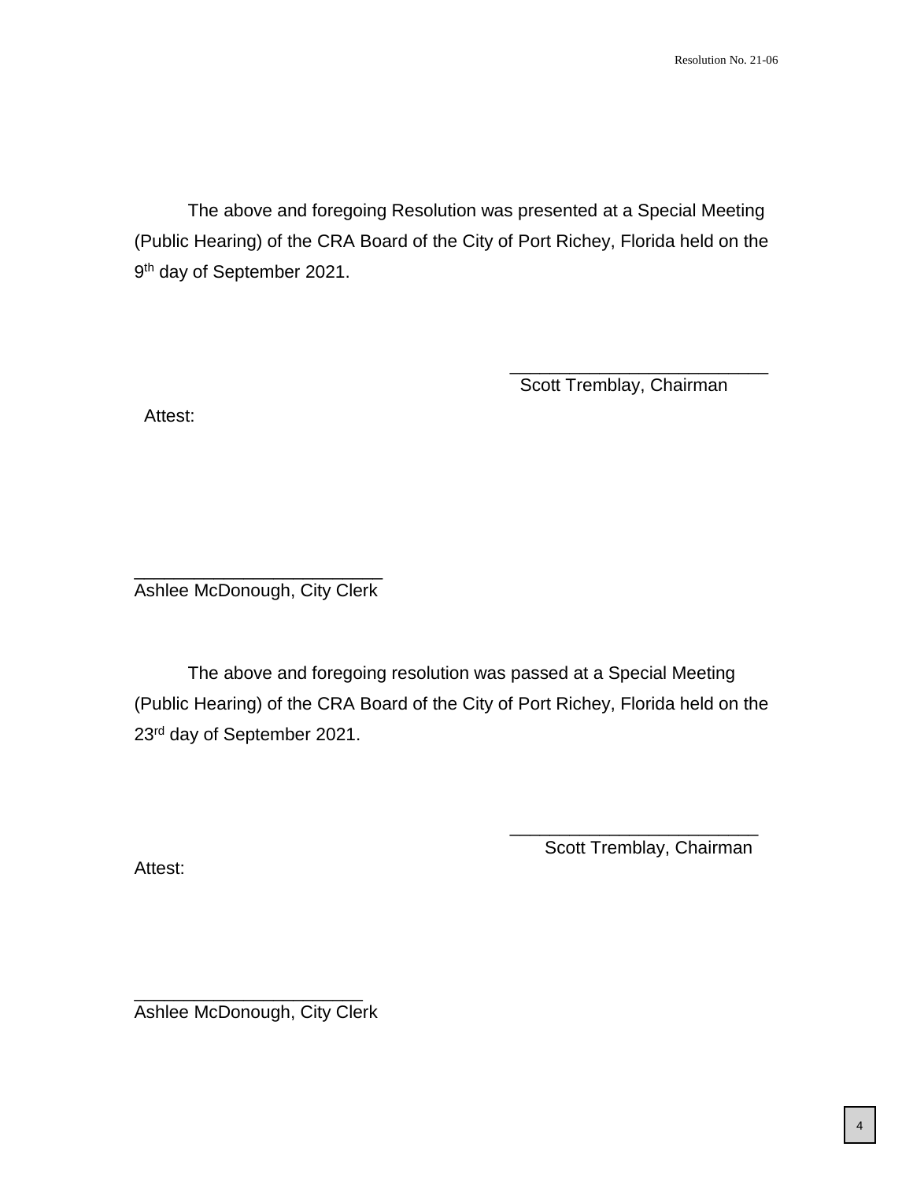The above and foregoing Resolution was presented at a Special Meeting (Public Hearing) of the CRA Board of the City of Port Richey, Florida held on the 9th day of September 2021.

\_\_\_\_\_\_\_\_\_\_\_\_\_\_\_\_\_\_\_\_\_\_\_\_\_\_

Scott Tremblay, Chairman

Attest:

\_\_\_\_\_\_\_\_\_\_\_\_\_\_\_\_\_\_\_\_\_\_\_\_\_

Ashlee McDonough, City Clerk

The above and foregoing resolution was passed at a Special Meeting (Public Hearing) of the CRA Board of the City of Port Richey, Florida held on the 23rd day of September 2021.

\_\_\_\_\_\_\_\_\_\_\_\_\_\_\_\_\_\_\_\_\_\_\_\_\_

Scott Tremblay, Chairman

Attest:

\_\_\_\_\_\_\_\_\_\_\_\_\_\_\_\_\_\_\_\_\_\_\_

Ashlee McDonough, City Clerk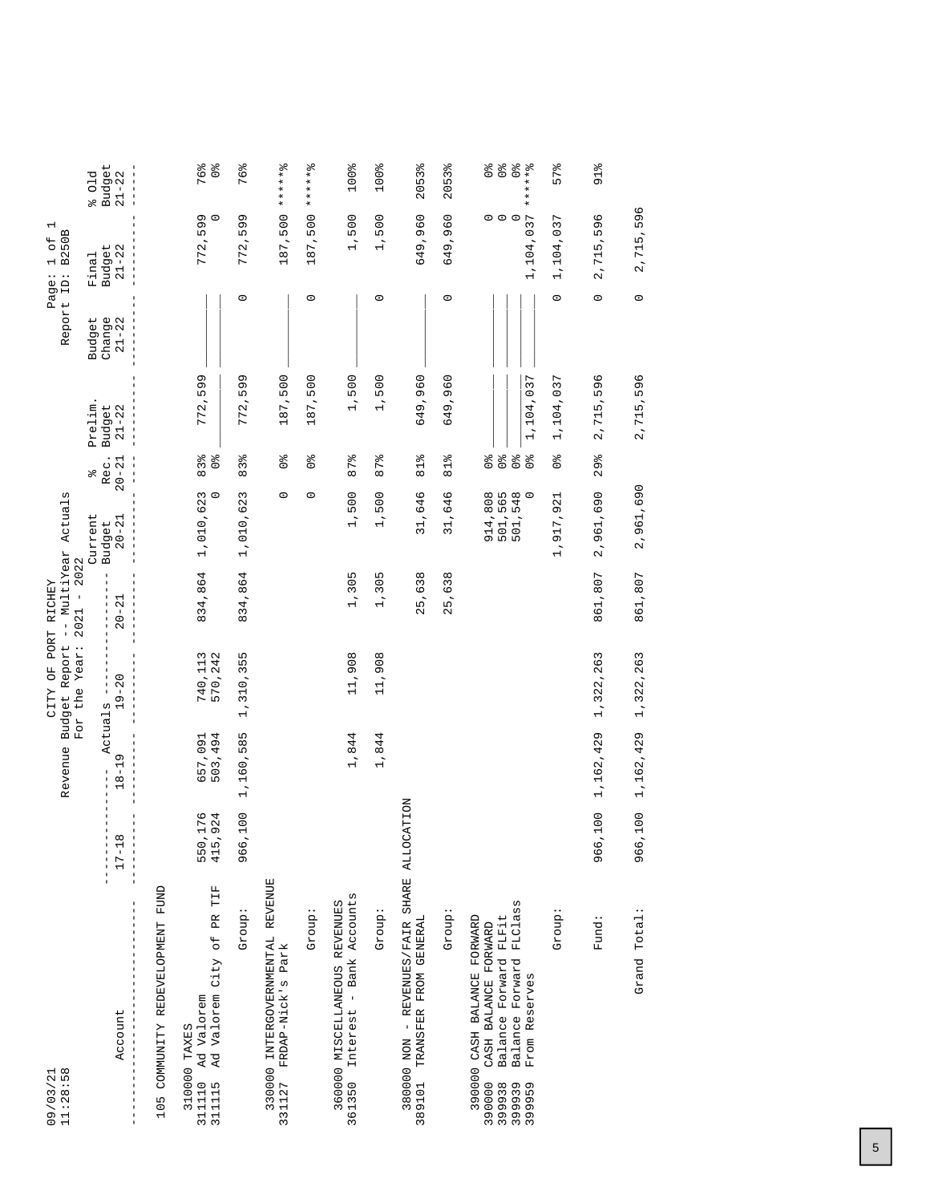09/03/21
11:28:58

# CITY OF PORT RICHEY
## Revenue Budget Report -- MultiYear Actuals
### For the Year: 2021 - 2022

Page: 1 of 1
Report ID: B250B

| Account | Actuals 17-18 | Actuals 18-19 | Actuals 19-20 | Actuals 20-21 | Current Budget 20-21 | % Rec. 20-21 | Prelim. Budget 21-22 | Budget Change 21-22 | Final Budget 21-22 | % Old Budget 21-22 |
|---|---|---|---|---|---|---|---|---|---|---|
| **105 COMMUNITY REDEVELOPMENT FUND** | | | | | | | | | | |
| 310000 TAXES | | | | | | | | | | |
| 311110 Ad Valorem | 550,176 | 657,091 | 740,113 | 834,864 | 1,010,623 | 83% | 772,599 | | 772,599 | 76% |
| 311115 Ad Valorem City of PR TIF | 415,924 | 503,494 | 570,242 | | 0 | 0% | | | 0 | 0% |
| Group: | 966,100 | 1,160,585 | 1,310,355 | 834,864 | 1,010,623 | 83% | 772,599 | 0 | 772,599 | 76% |
| 330000 INTERGOVERNMENTAL REVENUE | | | | | | | | | | |
| 331127 FRDAP-Nick's Park | | | | | 0 | 0% | 187,500 | | 187,500 | *****% |
| Group: | | | | | 0 | 0% | 187,500 | 0 | 187,500 | *****% |
| 360000 MISCELLANEOUS REVENUES | | | | | | | | | | |
| 361350 Interest - Bank Accounts | | 1,844 | 11,908 | 1,305 | 1,500 | 87% | 1,500 | | 1,500 | 100% |
| Group: | | 1,844 | 11,908 | 1,305 | 1,500 | 87% | 1,500 | 0 | 1,500 | 100% |
| 380000 NON - REVENUES/FAIR SHARE ALLOCATION | | | | | | | | | | |
| 389101 TRANSFER FROM GENERAL | | | | 25,638 | 31,646 | 81% | 649,960 | | 649,960 | 2053% |
| Group: | | | | 25,638 | 31,646 | 81% | 649,960 | 0 | 649,960 | 2053% |
| 390000 CASH BALANCE FORWARD | | | | | | | | | | |
| 390000 CASH BALANCE FORWARD | | | | | 914,808 | 0% | | | 0 | 0% |
| 399938 Balance Forward FLFit | | | | | 501,565 | 0% | | | 0 | 0% |
| 399939 Balance Forward FLClass | | | | | 501,548 | 0% | | | 0 | 0% |
| 399959 From Reserves | | | | | 0 | 0% | 1,104,037 | | 1,104,037 | *****% |
| Group: | | | | | 1,917,921 | 0% | 1,104,037 | 0 | 1,104,037 | 57% |
| Fund: | 966,100 | 1,162,429 | 1,322,263 | 861,807 | 2,961,690 | 29% | 2,715,596 | 0 | 2,715,596 | 91% |
| Grand Total: | 966,100 | 1,162,429 | 1,322,263 | 861,807 | 2,961,690 | | 2,715,596 | 0 | 2,715,596 | |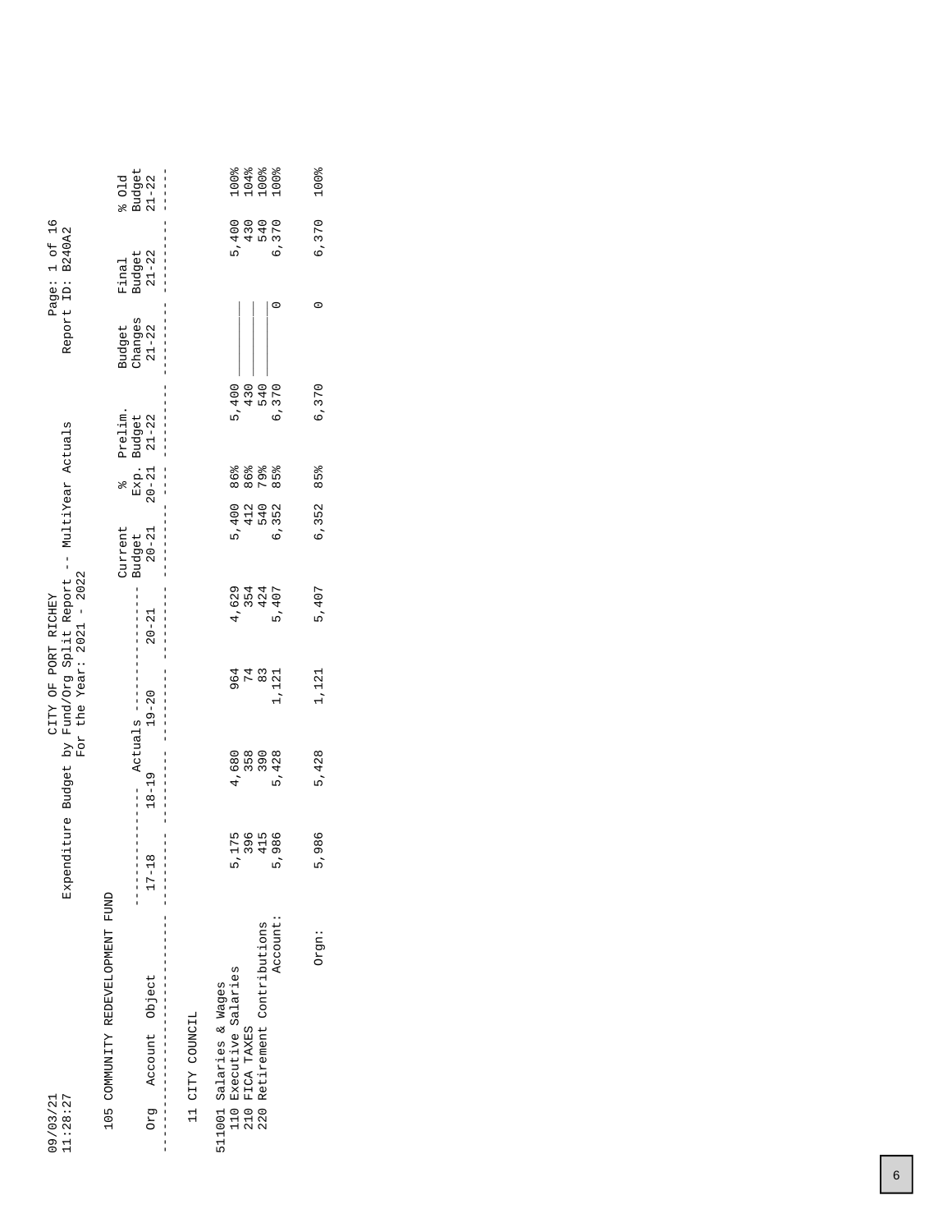09/03/21
11:28:27

CITY OF PORT RICHEY
Expenditure Budget by Fund/Org Split Report -- MultiYear Actuals
For the Year: 2021 - 2022

Page: 1 of 16
Report ID: B240A2

105 COMMUNITY REDEVELOPMENT FUND

| Org Account Object | Actuals 17-18 | Actuals 18-19 | Actuals 19-20 | Actuals 20-21 | Current Budget 20-21 | % Exp. 20-21 | Prelim. Budget 21-22 | Budget Changes 21-22 | Final Budget 21-22 | % Old Budget 21-22 |
|---|---|---|---|---|---|---|---|---|---|---|
| 11 CITY COUNCIL | | | | | | | | | | |
| 511001 Salaries & Wages | | | | | | | | | | |
| 110 Executive Salaries | 5,175 | 4,680 | 964 | 4,629 | 5,400 | 86% | 5,400 | | 5,400 | 100% |
| 210 FICA TAXES | 396 | 358 | 74 | 354 | 412 | 86% | 430 | | 430 | 104% |
| 220 Retirement Contributions | 415 | 390 | 83 | 424 | 540 | 79% | 540 | | 540 | 100% |
| Account: | 5,986 | 5,428 | 1,121 | 5,407 | 6,352 | 85% | 6,370 | 0 | 6,370 | 100% |
| Orgn: | 5,986 | 5,428 | 1,121 | 5,407 | 6,352 | 85% | 6,370 | 0 | 6,370 | 100% |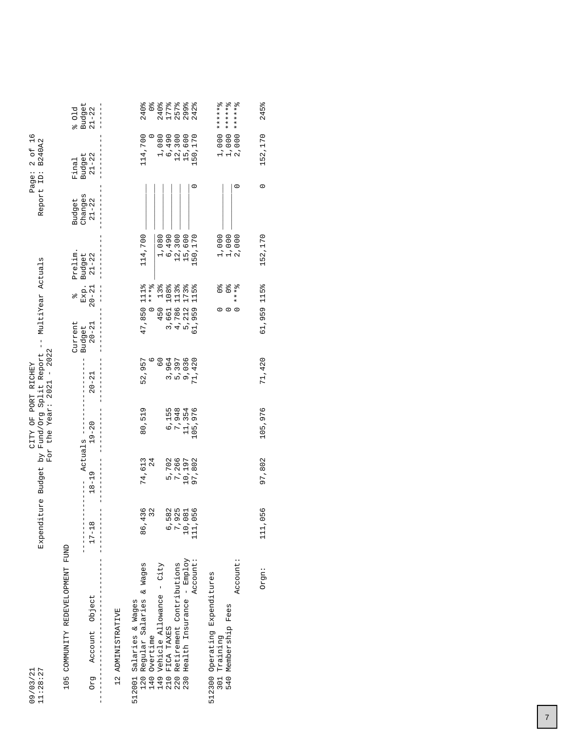CITY OF PORT RICHEY
Expenditure Budget by Fund/Org Split Report -- MultiYear Actuals
For the Year: 2021 - 2022

09/03/21
11:28:27

Report ID: B240A2

105 COMMUNITY REDEVELOPMENT FUND

| Org Account Object | Actuals 17-18 | Actuals 18-19 | Actuals 19-20 | Actuals 20-21 | Current Budget 20-21 | % Exp. 20-21 | Prelim. Budget 21-22 | Budget Changes 21-22 | Final Budget 21-22 | % Old Budget 21-22 |
|---|---|---|---|---|---|---|---|---|---|---|
| **12 ADMINISTRATIVE** | | | | | | | | | | |
| 512001 Salaries & Wages | | | | | | | | | | |
| 120 Regular Salaries & Wages | 86,436 | 74,613 | 80,519 | 52,957 | 47,850 | 111% | 114,700 | | 114,700 | 240% |
| 140 Overtime | 32 | 24 | | 6 | 0 | ***% | | | 0 | 0% |
| 149 Vehicle Allowance - City | | | | 60 | 450 | 13% | 1,080 | | 1,080 | 240% |
| 210 FICA TAXES | 6,582 | 5,702 | 6,155 | 3,964 | 3,661 | 108% | 6,490 | | 6,490 | 177% |
| 220 Retirement Contributions | 7,925 | 7,266 | 7,948 | 5,397 | 4,786 | 113% | 12,300 | | 12,300 | 257% |
| 230 Health Insurance - Employ | 10,081 | 10,197 | 11,354 | 9,036 | 5,212 | 173% | 15,600 | | 15,600 | 299% |
| Account: | 111,056 | 97,802 | 105,976 | 71,420 | 61,959 | 115% | 150,170 | 0 | 150,170 | 242% |
| 512300 Operating Expenditures | | | | | | | | | | |
| 301 Training | | | | | 0 | 0% | 1,000 | | 1,000 | *****% |
| 540 Membership Fees | | | | | 0 | 0% | 1,000 | | 1,000 | *****% |
| Account: | | | | | 0 | ***% | 2,000 | 0 | 2,000 | *****% |
| Orgn: | 111,056 | 97,802 | 105,976 | 71,420 | 61,959 | 115% | 152,170 | 0 | 152,170 | 245% |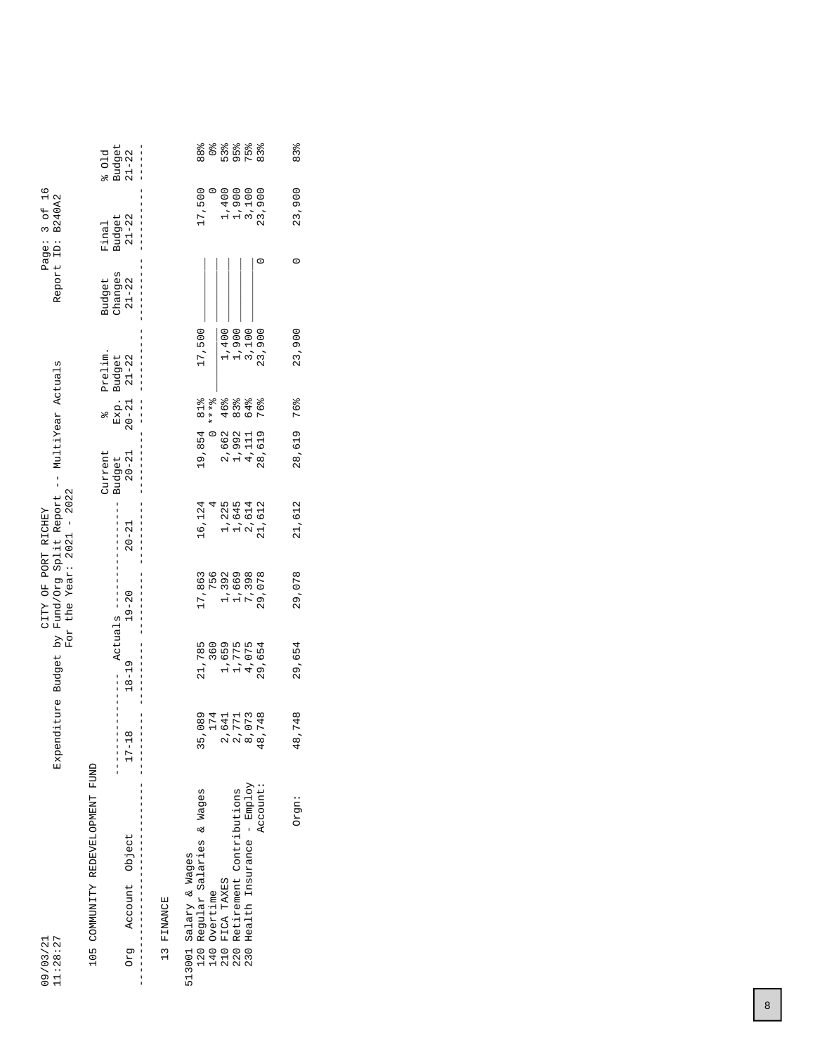09/03/21
11:28:27

CITY OF PORT RICHEY
Expenditure Budget by Fund/Org Split Report -- MultiYear Actuals
For the Year: 2021 - 2022

Page: 3 of 16
Report ID: B240A2

105 COMMUNITY REDEVELOPMENT FUND

| Org Account Object | Actuals 17-18 | Actuals 18-19 | Actuals 19-20 | Actuals 20-21 | Current Budget 20-21 | % Exp. 20-21 | Prelim. Budget 21-22 | Budget Changes 21-22 | Final Budget 21-22 | % Old Budget 21-22 |
|---|---|---|---|---|---|---|---|---|---|---|
| 13 FINANCE | | | | | | | | | | |
| 513001 Salary & Wages | | | | | | | | | | |
| 120 Regular Salaries & Wages | 35,089 | 21,785 | 17,863 | 16,124 | 19,854 | 81% | 17,500 | | 17,500 | 88% |
| 140 Overtime | 174 | 360 | 756 | 4 | 0 | ***% | | | 0 | 0% |
| 210 FICA TAXES | 2,641 | 1,659 | 1,392 | 1,225 | 2,662 | 46% | 1,400 | | 1,400 | 53% |
| 220 Retirement Contributions | 2,771 | 1,775 | 1,669 | 1,645 | 1,992 | 83% | 1,900 | | 1,900 | 95% |
| 230 Health Insurance - Employ | 8,073 | 4,075 | 7,398 | 2,614 | 4,111 | 64% | 3,100 | | 3,100 | 75% |
| Account: | 48,748 | 29,654 | 29,078 | 21,612 | 28,619 | 76% | 23,900 | 0 | 23,900 | 83% |
| Orgn: | 48,748 | 29,654 | 29,078 | 21,612 | 28,619 | 76% | 23,900 | 0 | 23,900 | 83% |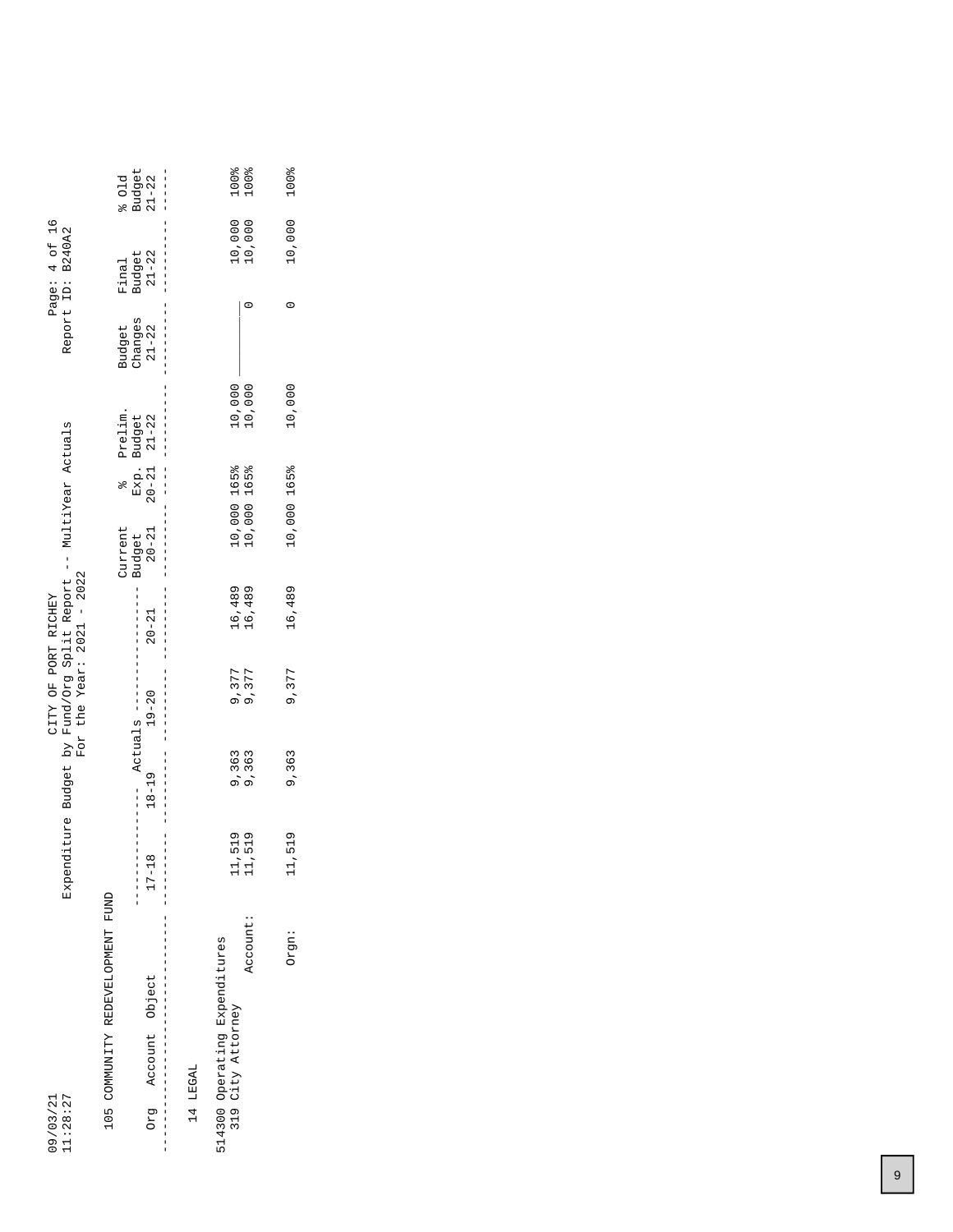09/03/21
11:28:27

CITY OF PORT RICHEY
Expenditure Budget by Fund/Org Split Report -- MultiYear Actuals
For the Year: 2021 - 2022

Page: 4 of 16
Report ID: B240A2

105 COMMUNITY REDEVELOPMENT FUND

| Org Account Object | Actuals 17-18 | Actuals 18-19 | Actuals 19-20 | Actuals 20-21 | Current Budget 20-21 | % Exp. 20-21 | Prelim. Budget 21-22 | Budget Changes 21-22 | Final Budget 21-22 | % Old Budget 21-22 |
|---|---|---|---|---|---|---|---|---|---|---|
| 14 LEGAL | | | | | | | | | | |
| 514300 Operating Expenditures | | | | | | | | | | |
| 319 City Attorney | 11,519 | 9,363 | 9,377 | 16,489 | 10,000 | 165% | 10,000 | ________ | 10,000 | 100% |
| Account: | 11,519 | 9,363 | 9,377 | 16,489 | 10,000 | 165% | 10,000 | 0 | 10,000 | 100% |
| Orgn: | 11,519 | 9,363 | 9,377 | 16,489 | 10,000 | 165% | 10,000 | 0 | 10,000 | 100% |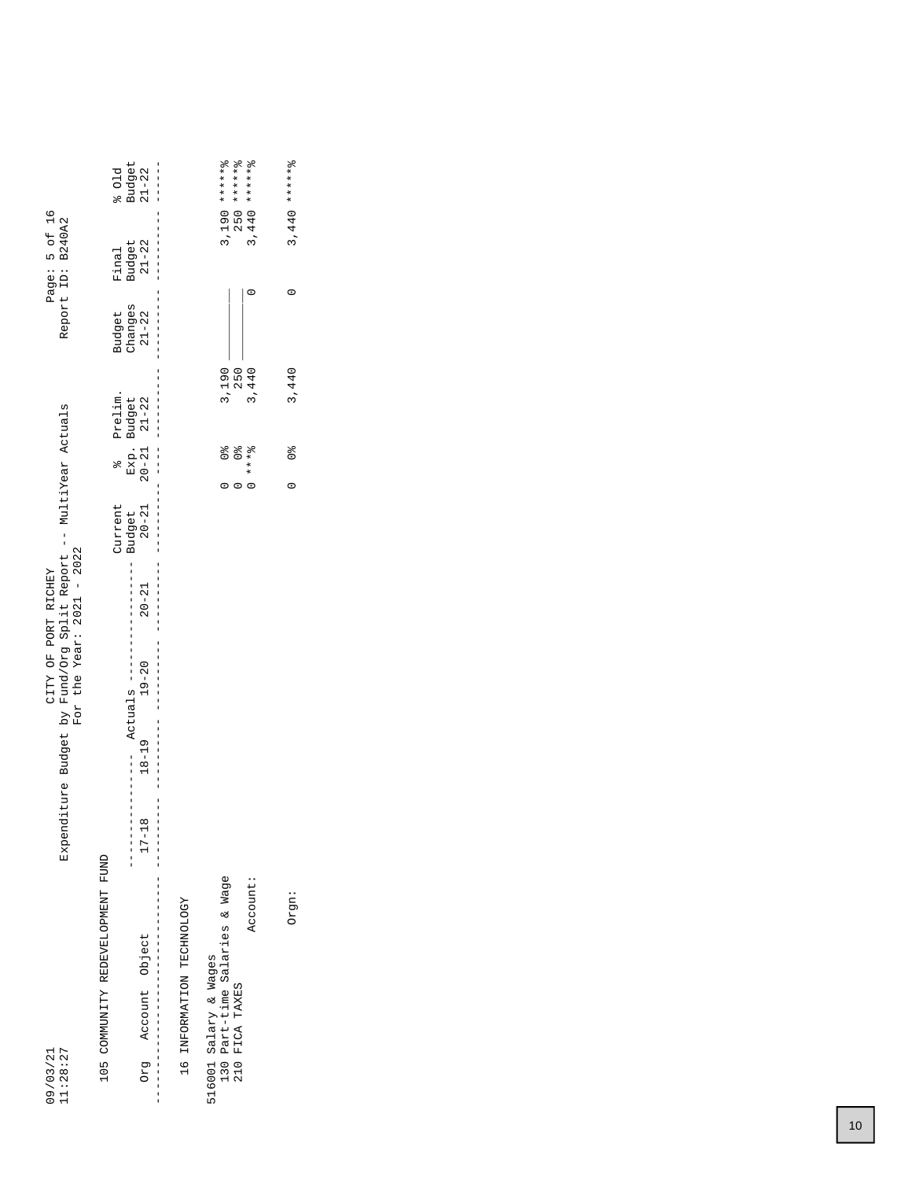09/03/21
11:28:27

CITY OF PORT RICHEY
Expenditure Budget by Fund/Org Split Report -- MultiYear Actuals
For the Year: 2021 - 2022

Page: 5 of 16
Report ID: B240A2

105 COMMUNITY REDEVELOPMENT FUND

| Org Account Object | Actuals 17-18 | Actuals 18-19 | Actuals 19-20 | Actuals 20-21 | Current Budget 20-21 | % Exp. 20-21 | Prelim. Budget 21-22 | Budget Changes 21-22 | Final Budget 21-22 | % Old Budget 21-22 |
|---|---|---|---|---|---|---|---|---|---|---|
| 16 INFORMATION TECHNOLOGY | | | | | | | | | | |
| 516001 Salary & Wages | | | | | | | | | | |
| 130 Part-time Salaries & Wage | | | | | 0 | 0% | 3,190 | | 3,190 | *****% |
| 210 FICA TAXES | | | | | 0 | 0% | 250 | | 250 | *****% |
| Account: | | | | | 0 | ***% | 3,440 | 0 | 3,440 | *****% |
| Orgn: | | | | | 0 | 0% | 3,440 | 0 | 3,440 | *****% |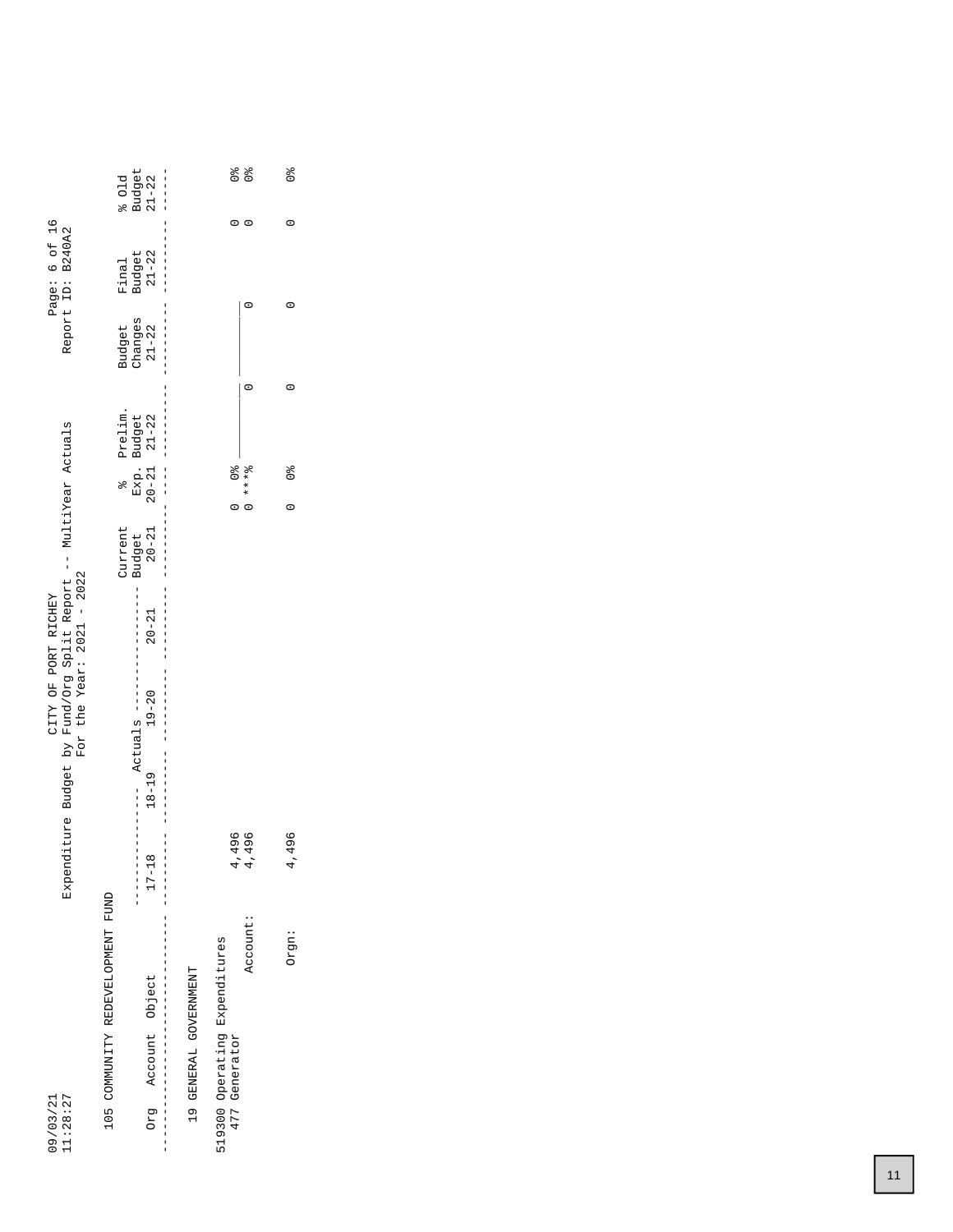09/03/21
11:28:27

CITY OF PORT RICHEY
Expenditure Budget by Fund/Org Split Report -- MultiYear Actuals
For the Year: 2021 - 2022

Report ID: B240A2

105 COMMUNITY REDEVELOPMENT FUND

| Org | Account | Object | Actuals 17-18 | Actuals 18-19 | Actuals 19-20 | Actuals 20-21 | Current Budget 20-21 | % Exp. 20-21 | Prelim. Budget 21-22 | Budget Changes 21-22 | Final Budget 21-22 | % Old Budget 21-22 |
|---|---|---|---|---|---|---|---|---|---|---|---|---|
| 19 GENERAL GOVERNMENT | | | | | | | | | | | | |
| 519300 Operating Expenditures | | | | | | | | | | | | |
| | 477 | Generator | 4,496 | | | | 0 | 0% | | | 0 | 0% |
| | | Account: | 4,496 | | | | 0 | ***% | 0 | 0 | 0 | 0% |
| | | Orgn: | 4,496 | | | | 0 | 0% | 0 | 0 | 0 | 0% |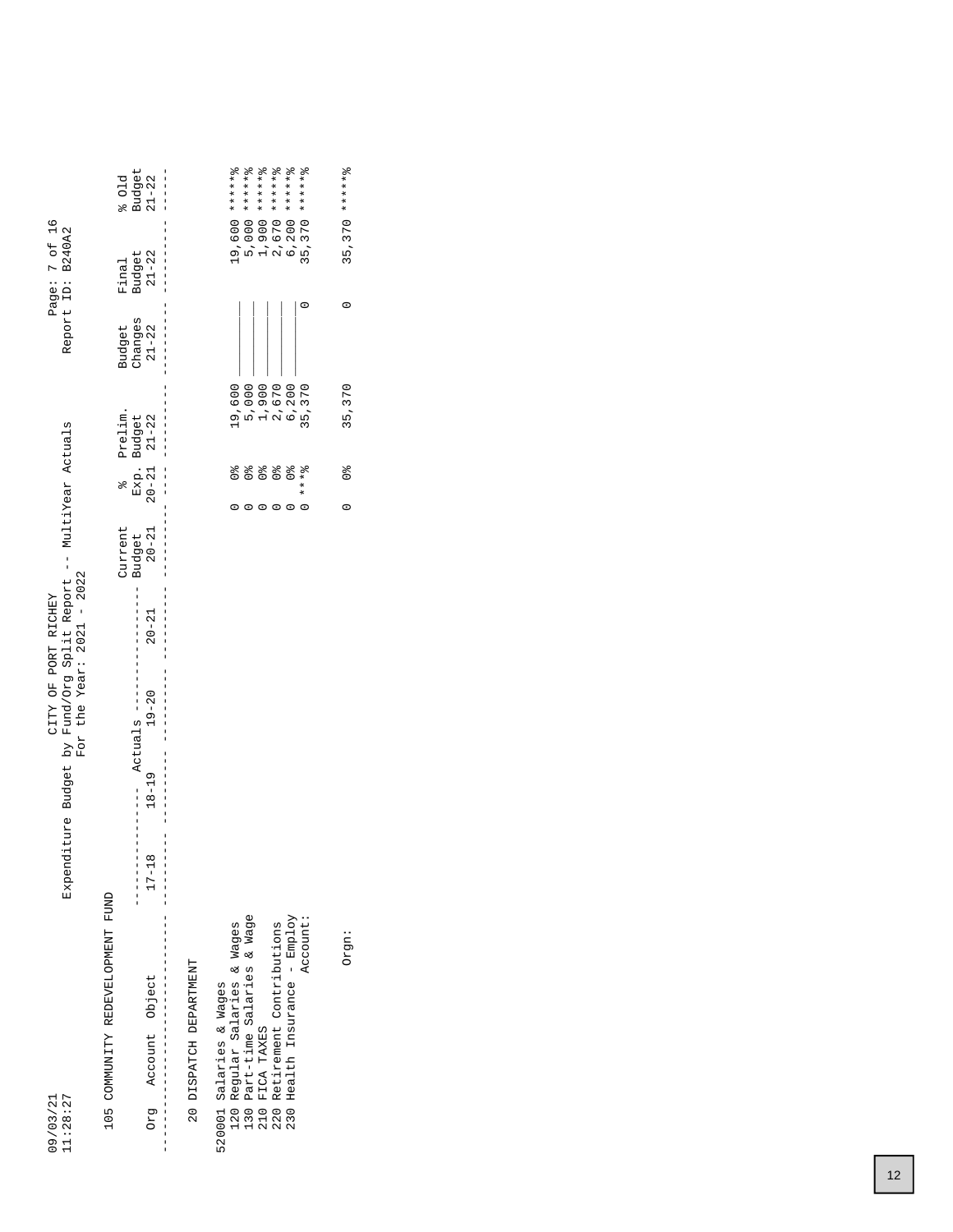09/03/21
11:28:27

CITY OF PORT RICHEY
Expenditure Budget by Fund/Org Split Report -- MultiYear Actuals
For the Year: 2021 - 2022

Page: 7 of 16
Report ID: B240A2

105 COMMUNITY REDEVELOPMENT FUND

| Org | Account | Object | Actuals 17-18 | Actuals 18-19 | Actuals 19-20 | Actuals 20-21 | Current Budget 20-21 | % Exp. 20-21 | Prelim. Budget 21-22 | Budget Changes 21-22 | Final Budget 21-22 | % Old Budget 21-22 |
|---|---|---|---|---|---|---|---|---|---|---|---|---|
| 20 DISPATCH DEPARTMENT | | | | | | | | | | | | |
| 520001 Salaries & Wages | | | | | | | | | | | | |
| | 120 | Regular Salaries & Wages | | | | | 0 | 0% | 19,600 | _______ | 19,600 | ******% |
| | 130 | Part-time Salaries & Wage | | | | | 0 | 0% | 5,000 | _______ | 5,000 | ******% |
| | 210 | FICA TAXES | | | | | 0 | 0% | 1,900 | _______ | 1,900 | ******% |
| | 220 | Retirement Contributions | | | | | 0 | 0% | 2,670 | _______ | 2,670 | ******% |
| | 230 | Health Insurance - Employ | | | | | 0 | 0% | 6,200 | _______ | 6,200 | ******% |
| | | Account: | | | | | 0 | ***% | 35,370 | 0 | 35,370 | ******% |
| | | Orgn: | | | | | 0 | 0% | 35,370 | 0 | 35,370 | ******% |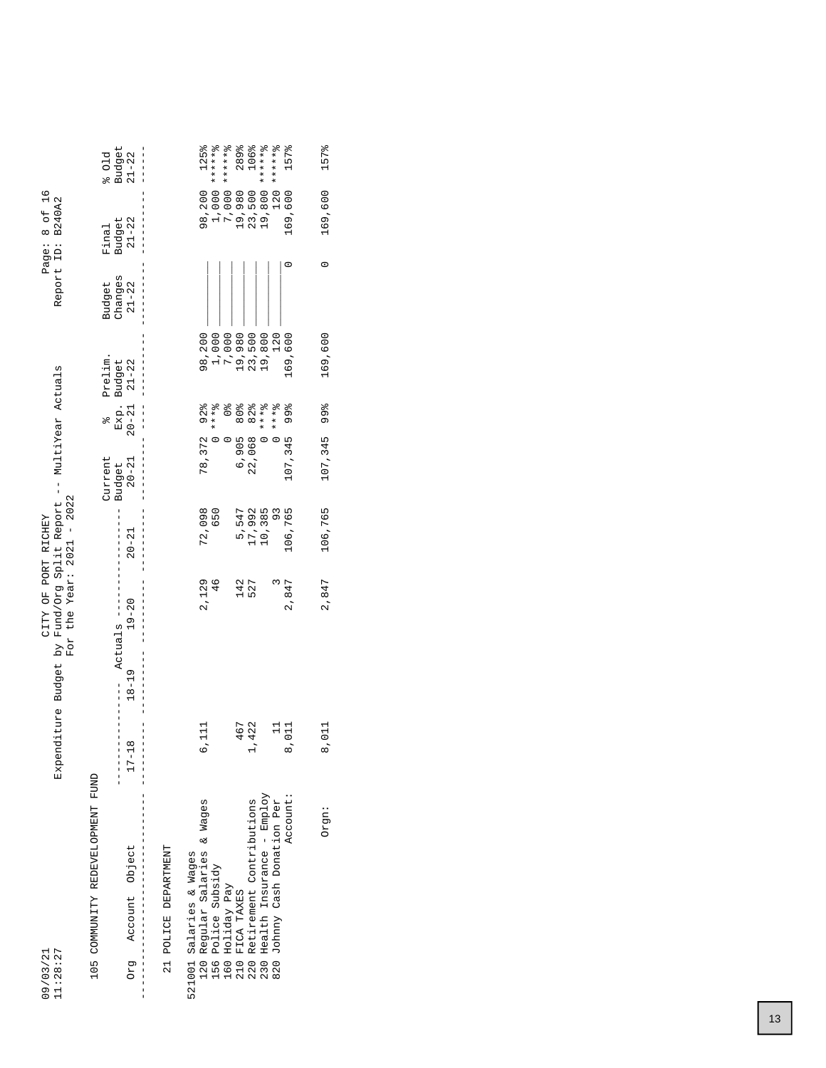09/03/21
11:28:27

CITY OF PORT RICHEY
Expenditure Budget by Fund/Org Split Report -- MultiYear Actuals
For the Year: 2021 - 2022

Page: 8 of 16
Report ID: B240A2

105 COMMUNITY REDEVELOPMENT FUND

| Org | Account | Object | Actuals 17-18 | Actuals 18-19 | Actuals 19-20 | Actuals 20-21 | Current Budget 20-21 | % Exp. 20-21 | Prelim. Budget 21-22 | Budget Changes 21-22 | Final Budget 21-22 | % Old Budget 21-22 |
|---|---|---|---|---|---|---|---|---|---|---|---|---|
| 21 POLICE DEPARTMENT | | | | | | | | | | | | |
| 521001 Salaries & Wages | | | | | | | | | | | | |
| | 120 | Regular Salaries & Wages | 6,111 | | 2,129 | 72,098 | 78,372 | 92% | 98,200 | | 98,200 | 125% |
| | 156 | Police Subsidy | | | 46 | 650 | 0 | ***% | 1,000 | | 1,000 | *****% |
| | 160 | Holiday Pay | | | | | 0 | 0% | 7,000 | | 7,000 | *****% |
| | 210 | FICA TAXES | 467 | | 142 | 5,547 | 6,905 | 80% | 19,980 | | 19,980 | 289% |
| | 220 | Retirement Contributions | 1,422 | | 527 | 17,992 | 22,068 | 82% | 23,500 | | 23,500 | 106% |
| | 230 | Health Insurance - Employ | | | | 10,385 | 0 | ***% | 19,800 | | 19,800 | *****% |
| | 820 | Johnny Cash Donation Per | 11 | | 3 | 93 | 0 | ***% | 120 | | 120 | *****% |
| | | Account: | 8,011 | | 2,847 | 106,765 | 107,345 | 99% | 169,600 | 0 | 169,600 | 157% |
| | | Orgn: | 8,011 | | 2,847 | 106,765 | 107,345 | 99% | 169,600 | 0 | 169,600 | 157% |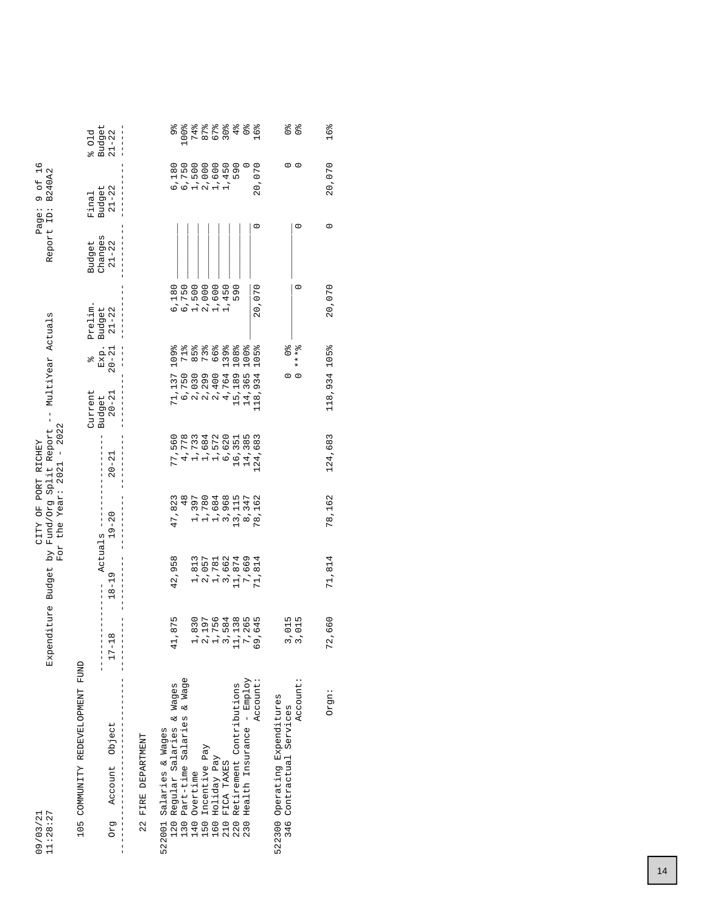09/03/21
11:28:27

CITY OF PORT RICHEY
Expenditure Budget by Fund/Org Split Report -- MultiYear Actuals
For the Year: 2021 - 2022

Report ID: B240A2

105 COMMUNITY REDEVELOPMENT FUND

| Org | Account | Object | Actuals 17-18 | Actuals 18-19 | Actuals 19-20 | Actuals 20-21 | Current Budget 20-21 | % Exp. 20-21 | Prelim. Budget 21-22 | Budget Changes 21-22 | Final Budget 21-22 | % Old Budget 21-22 |
|---|---|---|---|---|---|---|---|---|---|---|---|---|
| 22 FIRE DEPARTMENT | | | | | | | | | | | | |
| 522001 | | Salaries & Wages | | | | | | | | | | |
| | 120 | Regular Salaries & Wages | 41,875 | 42,958 | 47,823 | 77,560 | 71,137 | 109% | 6,180 | | 6,180 | 9% |
| | 130 | Part-time Salaries & Wage | | | 48 | 4,778 | 6,750 | 71% | 6,750 | | 6,750 | 100% |
| | 140 | Overtime | 1,830 | 1,813 | 1,397 | 1,733 | 2,030 | 85% | 1,500 | | 1,500 | 74% |
| | 150 | Incentive Pay | 2,197 | 2,057 | 1,780 | 1,684 | 2,299 | 73% | 2,000 | | 2,000 | 87% |
| | 160 | Holiday Pay | 1,756 | 1,781 | 1,684 | 1,572 | 2,400 | 66% | 1,600 | | 1,600 | 67% |
| | 210 | FICA TAXES | 3,584 | 3,662 | 3,968 | 6,620 | 4,764 | 139% | 1,450 | | 1,450 | 30% |
| | 220 | Retirement Contributions | 11,138 | 11,874 | 13,115 | 16,351 | 15,189 | 108% | 590 | | 590 | 4% |
| | 230 | Health Insurance - Employ | 7,265 | 7,669 | 8,347 | 14,385 | 14,365 | 100% | | | 0 | 0% |
| | | Account: | 69,645 | 71,814 | 78,162 | 124,683 | 118,934 | 105% | 20,070 | 0 | 20,070 | 16% |
| 522300 | | Operating Expenditures | | | | | | | | | | |
| | 346 | Contractual Services | 3,015 | | | | 0 | 0% | | | 0 | 0% |
| | | Account: | 3,015 | | | | 0 | ***% | 0 | 0 | 0 | 0% |
| | | Orgn: | 72,660 | 71,814 | 78,162 | 124,683 | 118,934 | 105% | 20,070 | 0 | 20,070 | 16% |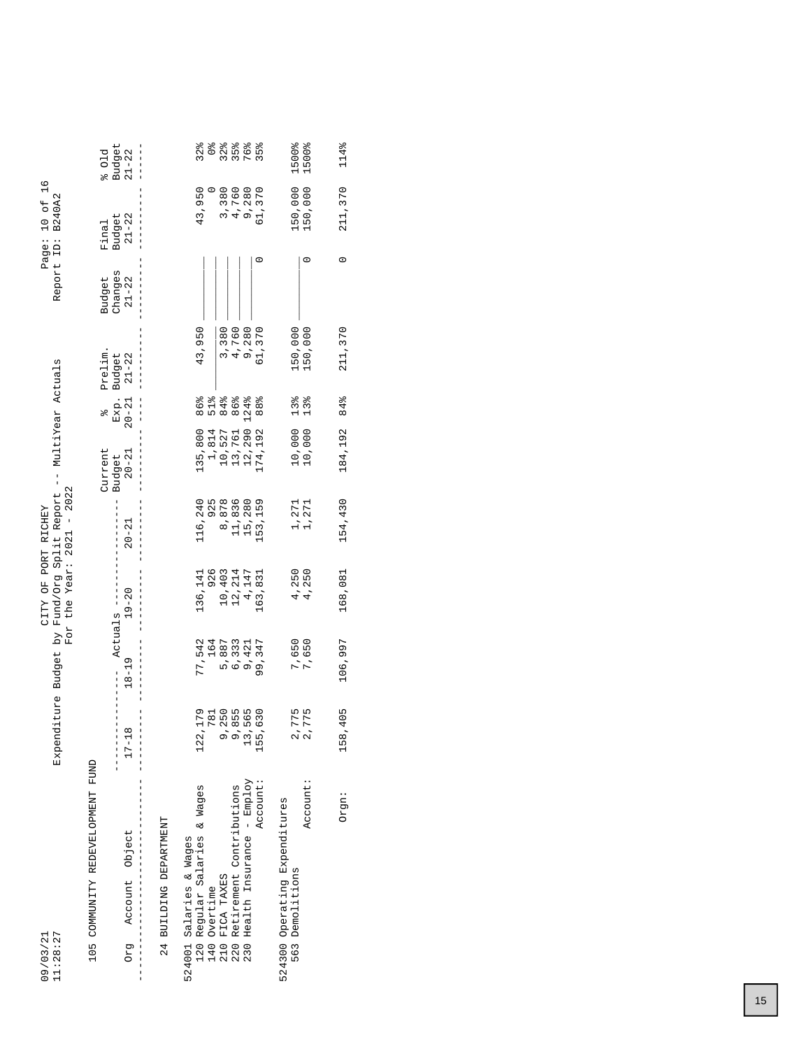CITY OF PORT RICHEY
Expenditure Budget by Fund/Org Split Report -- MultiYear Actuals
For the Year: 2021 - 2022

09/03/21 11:28:27 — Page: 10 of 16 — Report ID: B240A2

## 105 COMMUNITY REDEVELOPMENT FUND

| Org Account Object | Actuals 17-18 | Actuals 18-19 | Actuals 19-20 | Actuals 20-21 | Current Budget 20-21 | % Exp. 20-21 | Prelim. Budget 21-22 | Budget Changes 21-22 | Final Budget 21-22 | % Old Budget 21-22 |
|---|---|---|---|---|---|---|---|---|---|---|
| **24 BUILDING DEPARTMENT** | | | | | | | | | | |
| 524001 Salaries & Wages | | | | | | | | | | |
| 120 Regular Salaries & Wages | 122,179 | 77,542 | 136,141 | 116,240 | 135,800 | 86% | 43,950 | | 43,950 | 32% |
| 140 Overtime | 781 | 164 | 926 | 925 | 1,814 | 51% | | | 0 | 0% |
| 210 FICA TAXES | 9,250 | 5,887 | 10,403 | 8,878 | 10,527 | 84% | 3,380 | | 3,380 | 32% |
| 220 Retirement Contributions | 9,855 | 6,333 | 12,214 | 11,836 | 13,761 | 86% | 4,760 | | 4,760 | 35% |
| 230 Health Insurance - Employ | 13,565 | 9,421 | 4,147 | 15,280 | 12,290 | 124% | 9,280 | | 9,280 | 76% |
| Account: | 155,630 | 99,347 | 163,831 | 153,159 | 174,192 | 88% | 61,370 | 0 | 61,370 | 35% |
| 524300 Operating Expenditures | | | | | | | | | | |
| 563 Demolitions | 2,775 | 7,650 | 4,250 | 1,271 | 10,000 | 13% | 150,000 | | 150,000 | 1500% |
| Account: | 2,775 | 7,650 | 4,250 | 1,271 | 10,000 | 13% | 150,000 | 0 | 150,000 | 1500% |
| Orgn: | 158,405 | 106,997 | 168,081 | 154,430 | 184,192 | 84% | 211,370 | 0 | 211,370 | 114% |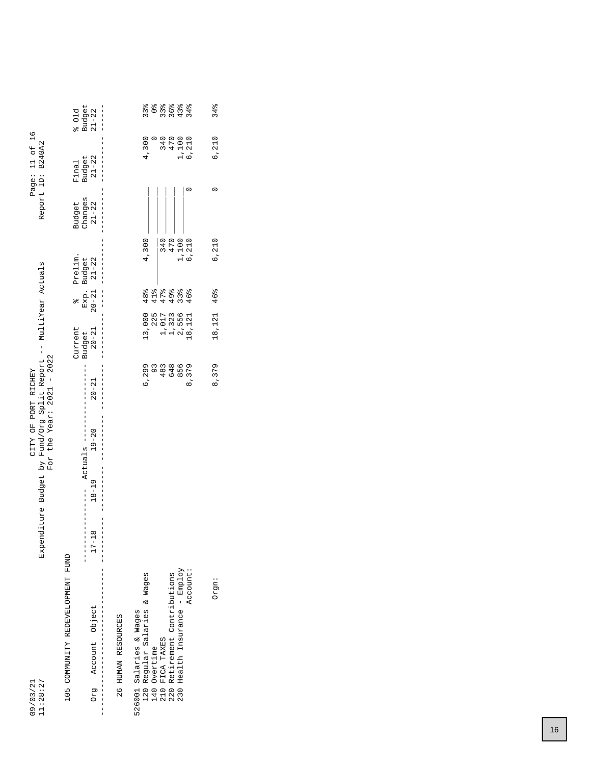CITY OF PORT RICHEY
Expenditure Budget by Fund/Org Split Report -- MultiYear Actuals
For the Year: 2021 - 2022

09/03/21
11:28:27

Report ID: B240A2

105 COMMUNITY REDEVELOPMENT FUND

| Org | Account | Object | Actuals 17-18 | Actuals 18-19 | Actuals 19-20 | Actuals 20-21 | Current Budget 20-21 | % Exp. 20-21 | Prelim. Budget 21-22 | Budget Changes 21-22 | Final Budget 21-22 | % Old Budget 21-22 |
|---|---|---|---|---|---|---|---|---|---|---|---|---|
| 26 HUMAN RESOURCES | | | | | | | | | | | | |
| | 526001 Salaries & Wages | | | | | | | | | | | |
| | | 120 Regular Salaries & Wages | | | | 6,299 | 13,000 | 48% | 4,300 | | 4,300 | 33% |
| | | 140 Overtime | | | | 93 | 225 | 41% | | | 0 | 0% |
| | | 210 FICA TAXES | | | | 483 | 1,017 | 47% | 340 | | 340 | 33% |
| | | 220 Retirement Contributions | | | | 648 | 1,323 | 49% | 470 | | 470 | 36% |
| | | 230 Health Insurance - Employ | | | | 856 | 2,556 | 33% | 1,100 | | 1,100 | 43% |
| | | Account: | | | | 8,379 | 18,121 | 46% | 6,210 | 0 | 6,210 | 34% |
| | | Orgn: | | | | 8,379 | 18,121 | 46% | 6,210 | 0 | 6,210 | 34% |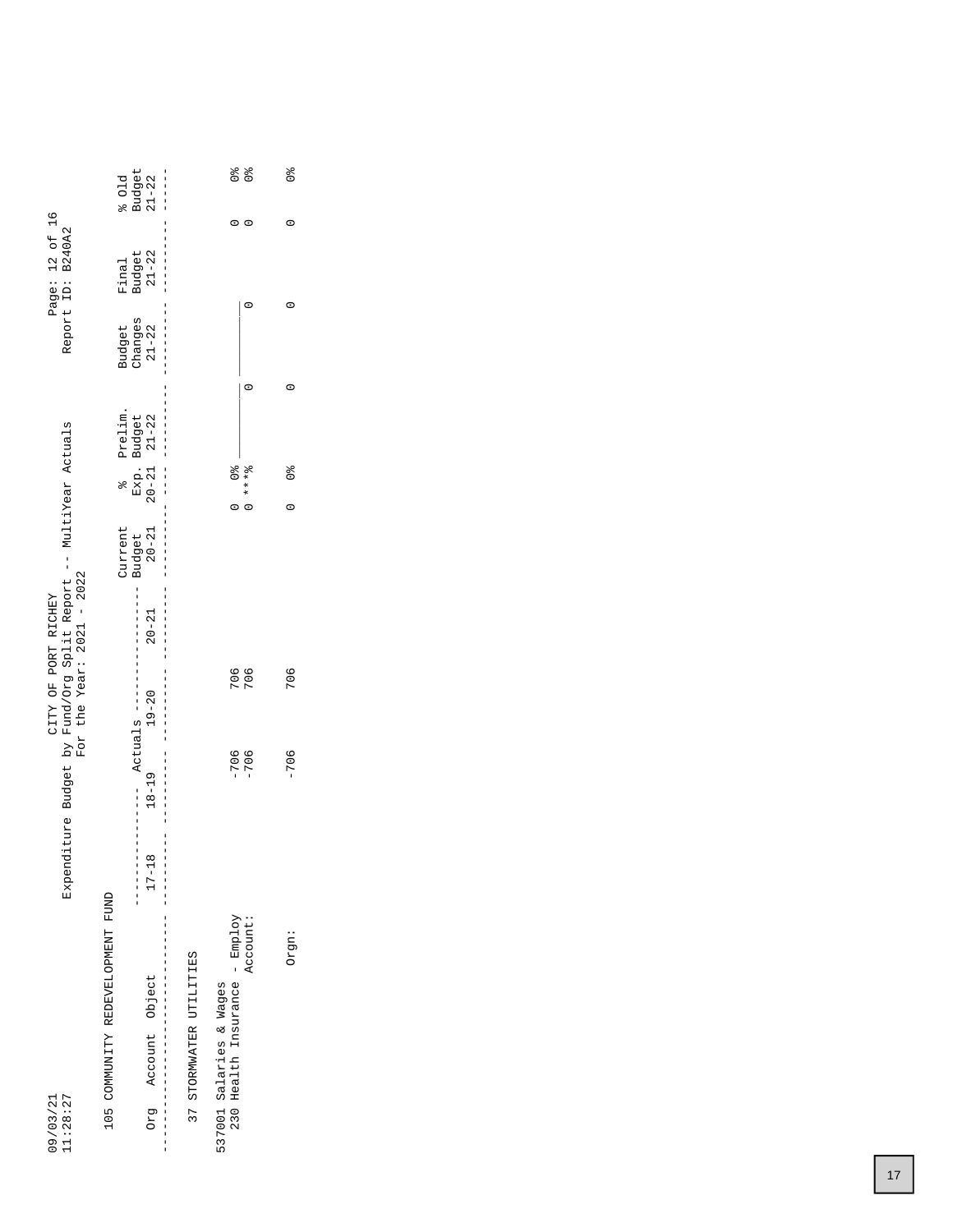CITY OF PORT RICHEY
Expenditure Budget by Fund/Org Split Report -- MultiYear Actuals
For the Year: 2021 - 2022

09/03/21
11:28:27

Report ID: B240A2

105 COMMUNITY REDEVELOPMENT FUND

| Org | Account | Object | Actuals 17-18 | Actuals 18-19 | Actuals 19-20 | Actuals 20-21 | Current Budget 20-21 | % Exp. 20-21 | Prelim. Budget 21-22 | Budget Changes 21-22 | Final Budget 21-22 | % Old Budget 21-22 |
|---|---|---|---|---|---|---|---|---|---|---|---|---|
| 37 STORMWATER UTILITIES | | | | | | | | | | | | |
| 537001 Salaries & Wages | | | | | | | | | | | | |
| | 230 | Health Insurance - Employ | | -706 | 706 | | 0 | 0% | | | 0 | 0% |
| | | Account: | | -706 | 706 | | 0 | ***% | 0 | 0 | 0 | 0% |
| | | Orgn: | | -706 | 706 | | 0 | 0% | 0 | 0 | 0 | 0% |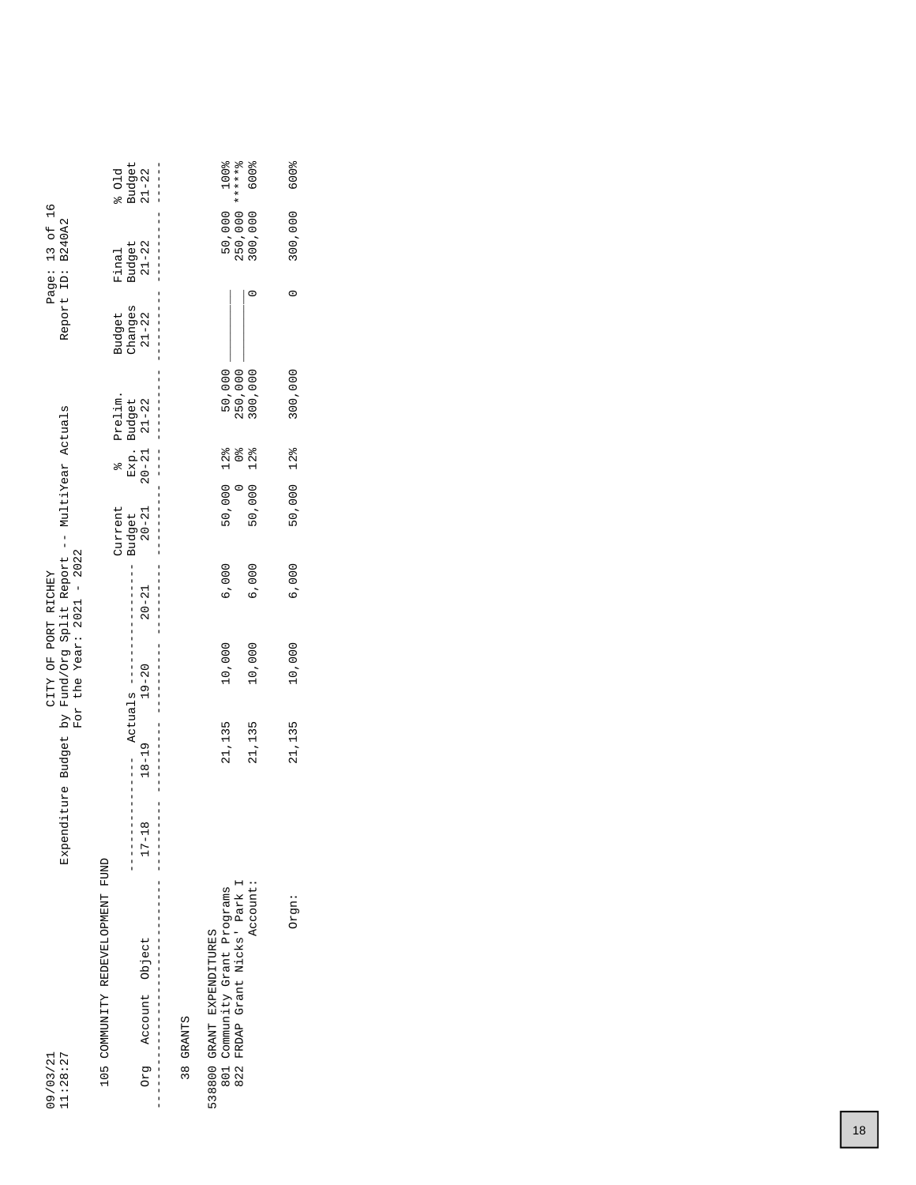CITY OF PORT RICHEY
Expenditure Budget by Fund/Org Split Report -- MultiYear Actuals
For the Year: 2021 - 2022

09/03/21
11:28:27

Report ID: B240A2

105 COMMUNITY REDEVELOPMENT FUND

| Org | Account | Object | Actuals 17-18 | Actuals 18-19 | Actuals 19-20 | Actuals 20-21 | Current Budget 20-21 | % Exp. 20-21 | Prelim. Budget 21-22 | Budget Changes 21-22 | Final Budget 21-22 | % Old Budget 21-22 |
|---|---|---|---|---|---|---|---|---|---|---|---|---|
| 38 GRANTS | | | | | | | | | | | | |
| | 538800 GRANT EXPENDITURES | | | | | | | | | | | |
| | | 801 Community Grant Programs | | 21,135 | 10,000 | 6,000 | 50,000 | 12% | 50,000 | ________ | 50,000 | 100% |
| | | 822 FRDAP Grant Nicks' Park I | | | | | 0 | 0% | 250,000 | ________ | 250,000 | *****% |
| | | Account: | | 21,135 | 10,000 | 6,000 | 50,000 | 12% | 300,000 | 0 | 300,000 | 600% |
| | | Orgn: | | 21,135 | 10,000 | 6,000 | 50,000 | 12% | 300,000 | 0 | 300,000 | 600% |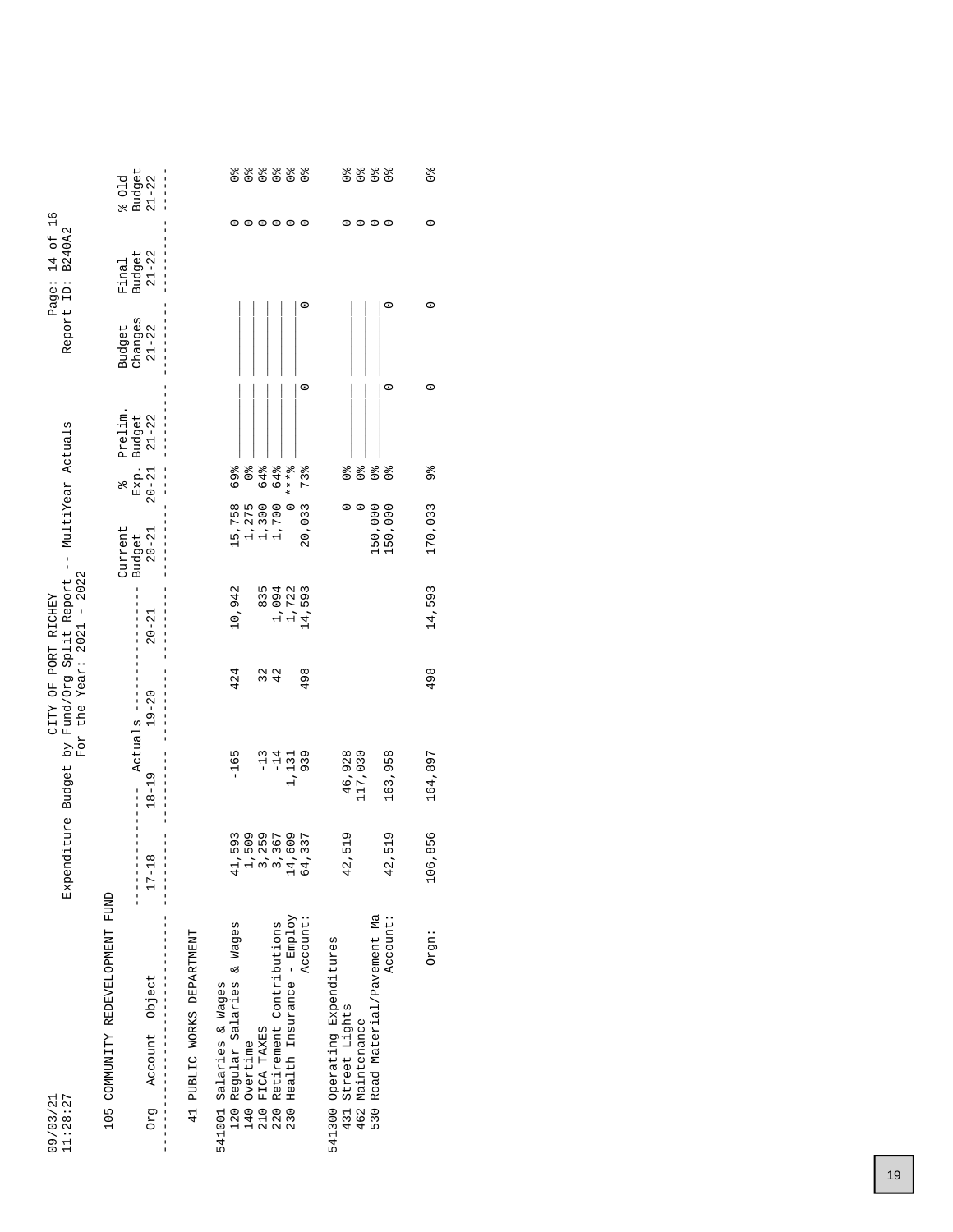CITY OF PORT RICHEY

Expenditure Budget by Fund/Org Split Report -- MultiYear Actuals

For the Year: 2021 - 2022

09/03/21
11:28:27

Report ID: B240A2

105 COMMUNITY REDEVELOPMENT FUND

| Org | Account | Object | Actuals 17-18 | Actuals 18-19 | Actuals 19-20 | Actuals 20-21 | Current Budget 20-21 | % Exp. 20-21 | Prelim. Budget 21-22 | Budget Changes 21-22 | Final Budget 21-22 | Old Budget 21-22 | % Old Budget 21-22 |
|---|---|---|---|---|---|---|---|---|---|---|---|---|---|
| 41 PUBLIC WORKS DEPARTMENT | | | | | | | | | | | | | |
| | 541001 | Salaries & Wages | | | | | | | | | | | |
| | | 120 Regular Salaries & Wages | 41,593 | -165 | 424 | 10,942 | 15,758 | 69% | | | | 0 | 0% |
| | | 140 Overtime | 1,509 | | | | 1,275 | 0% | | | | 0 | 0% |
| | | 210 FICA TAXES | 3,259 | -13 | 32 | 835 | 1,300 | 64% | | | | 0 | 0% |
| | | 220 Retirement Contributions | 3,367 | -14 | 42 | 1,094 | 1,700 | 64% | | | | 0 | 0% |
| | | 230 Health Insurance - Employ | 14,609 | 1,131 | | 1,722 | 0 | ***% | | | | 0 | 0% |
| | | Account: | 64,337 | 939 | 498 | 14,593 | 20,033 | 73% | 0 | | 0 | 0 | 0% |
| | 541300 | Operating Expenditures | | | | | | | | | | | |
| | | 431 Street Lights | 42,519 | 46,928 | | | 0 | 0% | | | | 0 | 0% |
| | | 462 Maintenance | | 117,030 | | | 0 | 0% | | | | 0 | 0% |
| | | 530 Road Material/Pavement Ma | | | | | 150,000 | 0% | | | | 0 | 0% |
| | | Account: | 42,519 | 163,958 | | | 150,000 | 0% | 0 | | 0 | 0 | 0% |
| | | Orgn: | 106,856 | 164,897 | 498 | 14,593 | 170,033 | 9% | 0 | | 0 | 0 | 0% |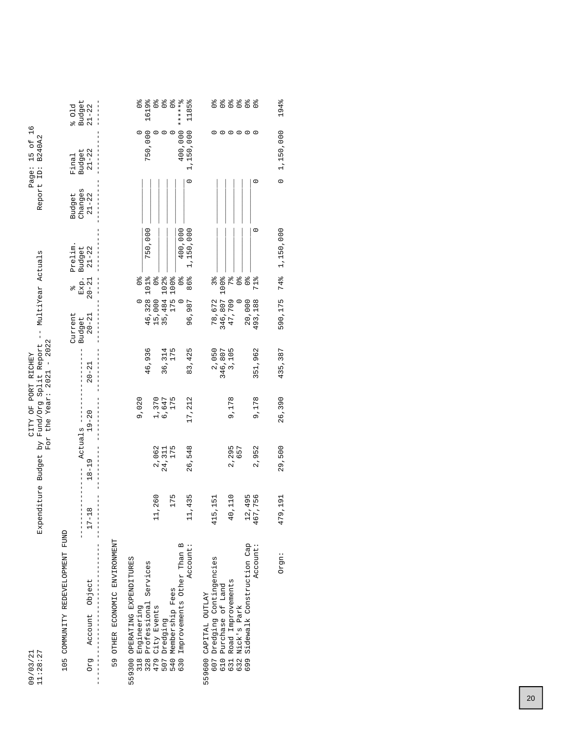# CITY OF PORT RICHEY

Expenditure Budget by Fund/Org Split Report -- MultiYear Actuals
For the Year: 2021 - 2022

09/03/21
11:28:27

Report ID: B240A2

## 105 COMMUNITY REDEVELOPMENT FUND

### 59 OTHER ECONOMIC ENVIRONMENT

| Org | Account | Object | Actuals 17-18 | Actuals 18-19 | Actuals 19-20 | Actuals 20-21 | Current Budget 20-21 | % Exp. 20-21 | Prelim. Budget 21-22 | Budget Changes 21-22 | Final Budget 21-22 | % Old Budget 21-22 |
|---|---|---|---|---|---|---|---|---|---|---|---|---|
| 559300 | | OPERATING EXPENDITURES | | | | | | | | | | |
| | 318 | Engineering | | | 9,020 | | 0 | 0% | | | 0 | 0% |
| | 328 | Professional Services | | | | 46,936 | 46,328 | 101% | 750,000 | | 750,000 | 1619% |
| | 479 | City Events | 11,260 | 2,062 | 1,370 | | 15,000 | 0% | | | 0 | 0% |
| | 507 | Dredging | | 24,311 | 6,647 | 36,314 | 35,484 | 102% | | | 0 | 0% |
| | 540 | Membership Fees | 175 | 175 | 175 | 175 | 175 | 100% | | | 0 | 0% |
| | 630 | Improvements Other Than B | | | | | 0 | 0% | 400,000 | | 400,000 | ***** % |
| | | Account: | 11,435 | 26,548 | 17,212 | 83,425 | 96,987 | 86% | 1,150,000 | 0 | 1,150,000 | 1185% |
| 559600 | | CAPITAL OUTLAY | | | | | | | | | | |
| | 607 | Dredging Contingencies | 415,151 | | | 2,050 | 78,672 | 3% | | | 0 | 0% |
| | 610 | Purchase of Land | | | | 346,807 | 346,807 | 100% | | | 0 | 0% |
| | 631 | Road Improvements | 40,110 | 2,295 | 9,178 | 3,105 | 47,709 | 7% | | | 0 | 0% |
| | 632 | Nick's Park | | 657 | | | 0 | 0% | | | 0 | 0% |
| | 699 | Sidewalk Construction Cap | 12,495 | | | | 20,000 | 0% | | | 0 | 0% |
| | | Account: | 467,756 | 2,952 | 9,178 | 351,962 | 493,188 | 71% | 0 | 0 | 0 | 0% |
| | | Orgn: | 479,191 | 29,500 | 26,390 | 435,387 | 590,175 | 74% | 1,150,000 | 0 | 1,150,000 | 194% |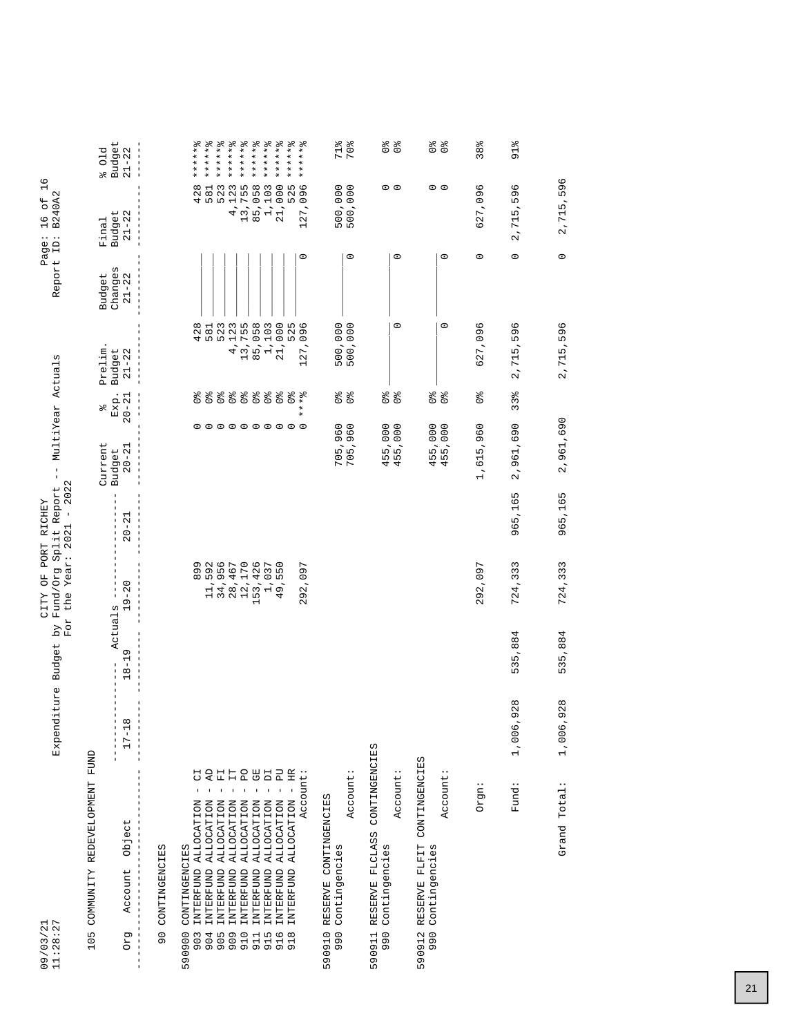09/03/21
11:28:27

CITY OF PORT RICHEY
Expenditure Budget by Fund/Org Split Report -- MultiYear Actuals
For the Year: 2021 - 2022

Report ID: B240A2

105 COMMUNITY REDEVELOPMENT FUND

| Org | Account | Object | Actuals 17-18 | Actuals 18-19 | Actuals 19-20 | Actuals 20-21 | Current Budget 20-21 | % Exp. 20-21 | Prelim. Budget 21-22 | Budget Changes 21-22 | Final Budget 21-22 | % Old Budget 21-22 |
|---|---|---|---|---|---|---|---|---|---|---|---|---|
| 90 CONTINGENCIES | | | | | | | | | | | | |
| 590900 CONTINGENCIES | | | | | | | | | | | | |
| | 903 | INTERFUND ALLOCATION - CI | | | 899 | | 0 | 0% | 428 | | 428 | *****% |
| | 904 | INTERFUND ALLOCATION - AD | | | 11,592 | | 0 | 0% | 581 | | 581 | *****% |
| | 905 | INTERFUND ALLOCATION - FI | | | 34,956 | | 0 | 0% | 523 | | 523 | *****% |
| | 909 | INTERFUND ALLOCATION - IT | | | 28,467 | | 0 | 0% | 4,123 | | 4,123 | *****% |
| | 910 | INTERFUND ALLOCATION - PO | | | 12,170 | | 0 | 0% | 13,755 | | 13,755 | *****% |
| | 911 | INTERFUND ALLOCATION - GE | | | 153,426 | | 0 | 0% | 85,058 | | 85,058 | *****% |
| | 915 | INTERFUND ALLOCATION - DI | | | 1,037 | | 0 | 0% | 1,103 | | 1,103 | *****% |
| | 916 | INTERFUND ALLOCATION - PU | | | 49,550 | | 0 | 0% | 21,000 | | 21,000 | *****% |
| | 918 | INTERFUND ALLOCATION - HR | | | | | 0 | 0% | 525 | | 525 | *****% |
| | | Account: | | | 292,097 | | 0 | ***% | 127,096 | 0 | 127,096 | *****% |
| 590910 RESERVE CONTINGENCIES | | | | | | | | | | | | |
| | 990 | Contingencies | | | | | 705,960 | 0% | 500,000 | | 500,000 | 71% |
| | | Account: | | | | | 705,960 | 0% | 500,000 | 0 | 500,000 | 70% |
| 590911 RESERVE FLCLASS CONTINGENCIES | | | | | | | | | | | | |
| | 990 | Contingencies | | | | | 455,000 | 0% | | | 0 | 0% |
| | | Account: | | | | | 455,000 | 0% | 0 | 0 | 0 | 0% |
| 590912 RESERVE FLFIT CONTINGENCIES | | | | | | | | | | | | |
| | 990 | Contingencies | | | | | 455,000 | 0% | | | 0 | 0% |
| | | Account: | | | | | 455,000 | 0% | 0 | 0 | 0 | 0% |
| | | Orgn: | | | 292,097 | | 1,615,960 | 0% | 627,096 | 0 | 627,096 | 38% |
| | | Fund: | 1,006,928 | 535,884 | 724,333 | 965,165 | 2,961,690 | 33% | 2,715,596 | 0 | 2,715,596 | 91% |
| | | Grand Total: | 1,006,928 | 535,884 | 724,333 | 965,165 | 2,961,690 | | 2,715,596 | 0 | 2,715,596 | |